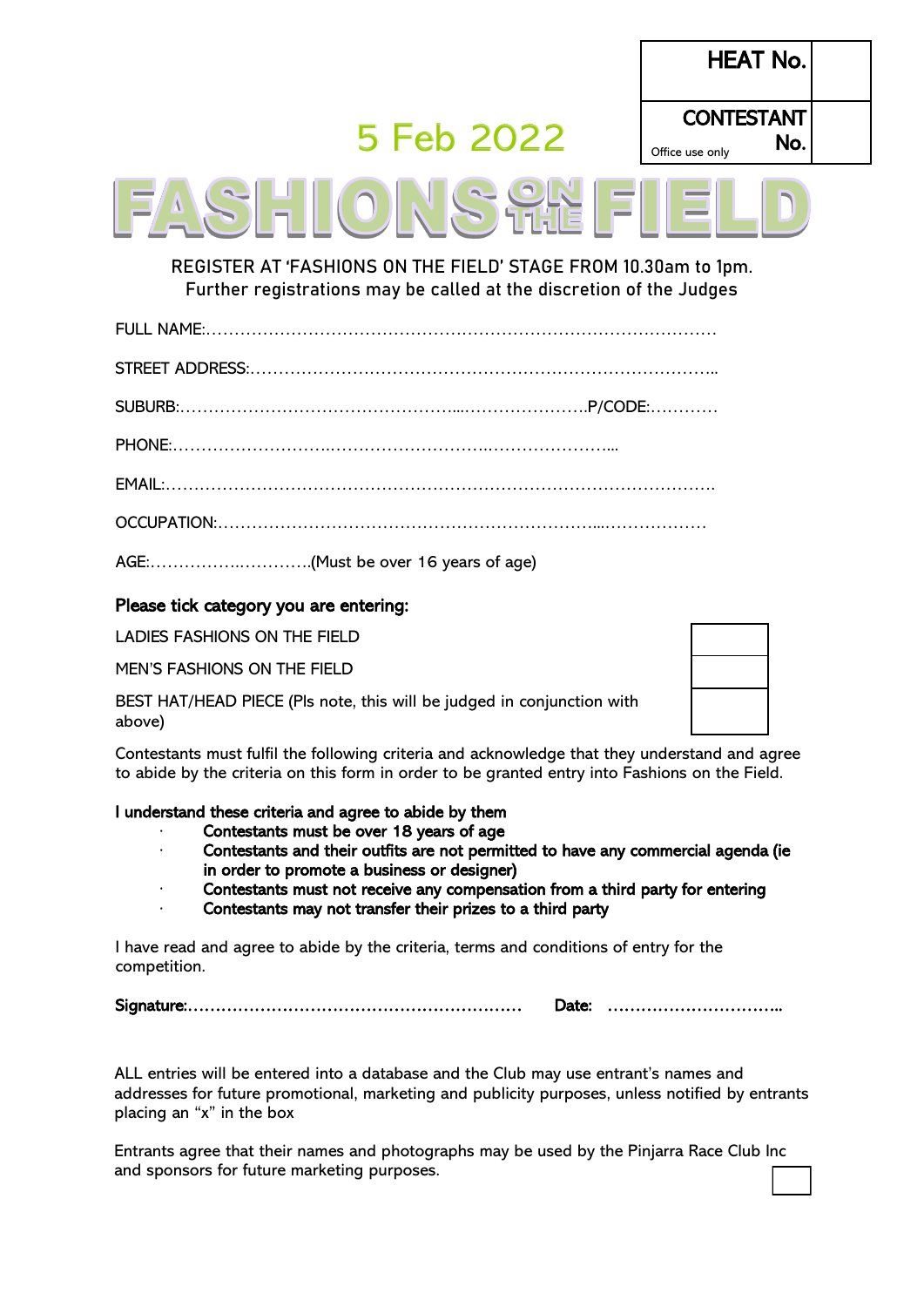| HEAT No. | |
| --- | --- |
| CONTESTANT No. *Office use only* | |

5 Feb 2022

# FASHIONS ON THE FIELD

REGISTER AT 'FASHIONS ON THE FIELD' STAGE FROM 10.30am to 1pm.
Further registrations may be called at the discretion of the Judges

FULL NAME:………………………………………………………………………………

STREET ADDRESS:………………………………………………………………………..

SUBURB:…………………………………………....………………….P/CODE:…………

PHONE:……………………….……………………….…………………...

EMAIL:……………………………………………………………………………………….

OCCUPATION:……………………………………………………….....………………

AGE:……………..………….(Must be over 16 years of age)

**Please tick category you are entering:**

| | |
| --- | --- |
| LADIES FASHIONS ON THE FIELD | ☐ |
| MEN'S FASHIONS ON THE FIELD | ☐ |
| BEST HAT/HEAD PIECE (Pls note, this will be judged in conjunction with above) | ☐ |

Contestants must fulfil the following criteria and acknowledge that they understand and agree to abide by the criteria on this form in order to be granted entry into Fashions on the Field.

**I understand these criteria and agree to abide by them**

- **Contestants must be over 18 years of age**
- **Contestants and their outfits are not permitted to have any commercial agenda (ie in order to promote a business or designer)**
- **Contestants must not receive any compensation from a third party for entering**
- **Contestants may not transfer their prizes to a third party**

I have read and agree to abide by the criteria, terms and conditions of entry for the competition.

**Signature:**…………………………………………………… **Date:** …………………………..

ALL entries will be entered into a database and the Club may use entrant's names and addresses for future promotional, marketing and publicity purposes, unless notified by entrants placing an "x" in the box

Entrants agree that their names and photographs may be used by the Pinjarra Race Club Inc and sponsors for future marketing purposes. ☐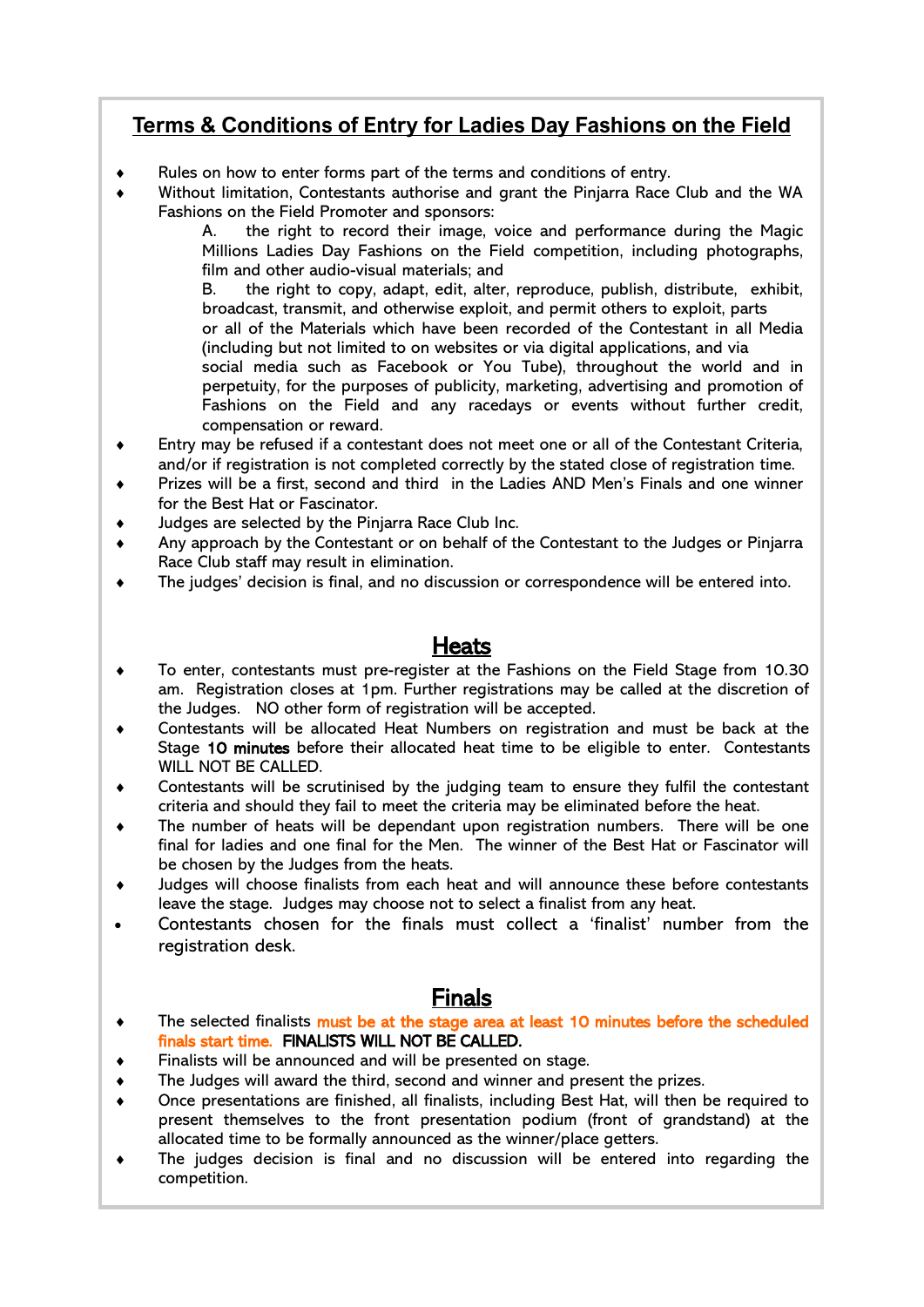## Terms & Conditions of Entry for Ladies Day Fashions on the Field

- Rules on how to enter forms part of the terms and conditions of entry.
- Without limitation, Contestants authorise and grant the Pinjarra Race Club and the WA Fashions on the Field Promoter and sponsors:
  - A. the right to record their image, voice and performance during the Magic Millions Ladies Day Fashions on the Field competition, including photographs, film and other audio-visual materials; and
  - B. the right to copy, adapt, edit, alter, reproduce, publish, distribute, exhibit, broadcast, transmit, and otherwise exploit, and permit others to exploit, parts or all of the Materials which have been recorded of the Contestant in all Media (including but not limited to on websites or via digital applications, and via social media such as Facebook or You Tube), throughout the world and in perpetuity, for the purposes of publicity, marketing, advertising and promotion of Fashions on the Field and any racedays or events without further credit, compensation or reward.
- Entry may be refused if a contestant does not meet one or all of the Contestant Criteria, and/or if registration is not completed correctly by the stated close of registration time.
- Prizes will be a first, second and third in the Ladies AND Men's Finals and one winner for the Best Hat or Fascinator.
- Judges are selected by the Pinjarra Race Club Inc.
- Any approach by the Contestant or on behalf of the Contestant to the Judges or Pinjarra Race Club staff may result in elimination.
- The judges' decision is final, and no discussion or correspondence will be entered into.

## Heats

- To enter, contestants must pre-register at the Fashions on the Field Stage from 10.30 am. Registration closes at 1pm. Further registrations may be called at the discretion of the Judges. NO other form of registration will be accepted.
- Contestants will be allocated Heat Numbers on registration and must be back at the Stage **10 minutes** before their allocated heat time to be eligible to enter. Contestants WILL NOT BE CALLED.
- Contestants will be scrutinised by the judging team to ensure they fulfil the contestant criteria and should they fail to meet the criteria may be eliminated before the heat.
- The number of heats will be dependant upon registration numbers. There will be one final for ladies and one final for the Men. The winner of the Best Hat or Fascinator will be chosen by the Judges from the heats.
- Judges will choose finalists from each heat and will announce these before contestants leave the stage. Judges may choose not to select a finalist from any heat.
- Contestants chosen for the finals must collect a 'finalist' number from the registration desk.

## Finals

- The selected finalists **must be at the stage area at least 10 minutes before the scheduled finals start time.** **FINALISTS WILL NOT BE CALLED.**
- Finalists will be announced and will be presented on stage.
- The Judges will award the third, second and winner and present the prizes.
- Once presentations are finished, all finalists, including Best Hat, will then be required to present themselves to the front presentation podium (front of grandstand) at the allocated time to be formally announced as the winner/place getters.
- The judges decision is final and no discussion will be entered into regarding the competition.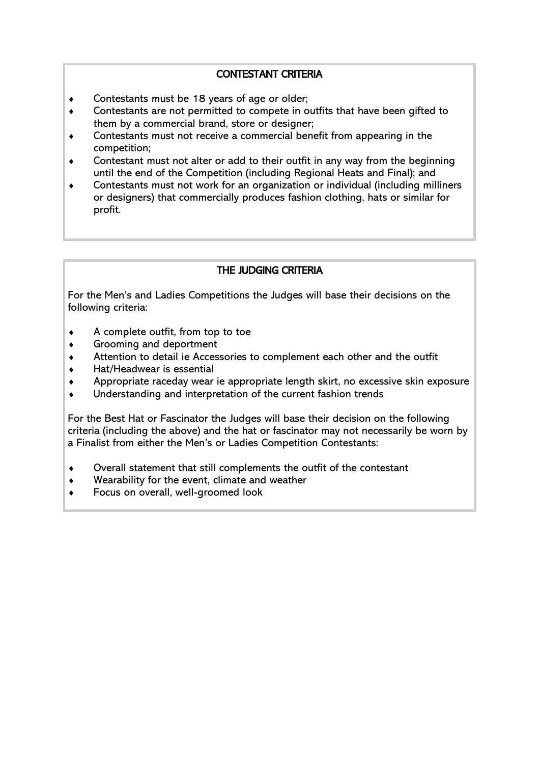## CONTESTANT CRITERIA

- Contestants must be 18 years of age or older;
- Contestants are not permitted to compete in outfits that have been gifted to them by a commercial brand, store or designer;
- Contestants must not receive a commercial benefit from appearing in the competition;
- Contestant must not alter or add to their outfit in any way from the beginning until the end of the Competition (including Regional Heats and Final); and
- Contestants must not work for an organization or individual (including milliners or designers) that commercially produces fashion clothing, hats or similar for profit.

## THE JUDGING CRITERIA

For the Men's and Ladies Competitions the Judges will base their decisions on the following criteria:

- A complete outfit, from top to toe
- Grooming and deportment
- Attention to detail ie Accessories to complement each other and the outfit
- Hat/Headwear is essential
- Appropriate raceday wear ie appropriate length skirt, no excessive skin exposure
- Understanding and interpretation of the current fashion trends

For the Best Hat or Fascinator the Judges will base their decision on the following criteria (including the above) and the hat or fascinator may not necessarily be worn by a Finalist from either the Men's or Ladies Competition Contestants:

- Overall statement that still complements the outfit of the contestant
- Wearability for the event, climate and weather
- Focus on overall, well-groomed look